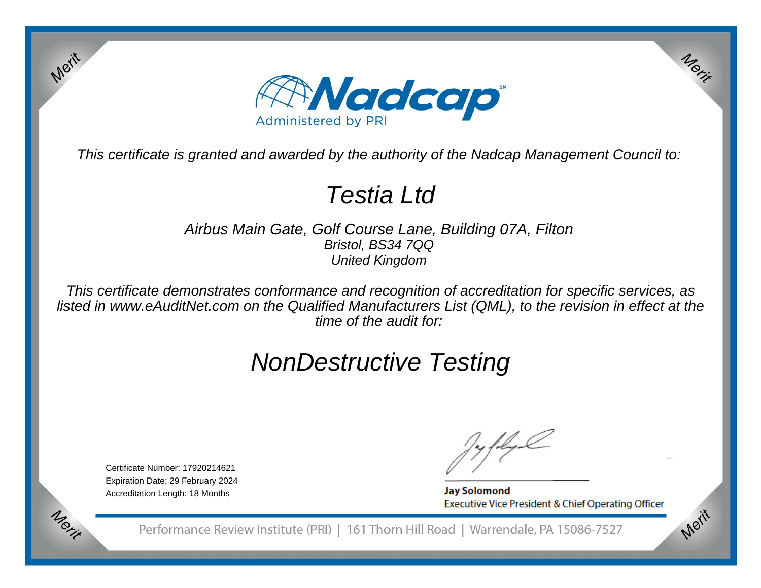# Nadcap

Administered by PRI

*This certificate is granted and awarded by the authority of the Nadcap Management Council to:*

# *Testia Ltd*

*Airbus Main Gate, Golf Course Lane, Building 07A, Filton*
*Bristol, BS34 7QQ*
*United Kingdom*

*This certificate demonstrates conformance and recognition of accreditation for specific services, as listed in www.eAuditNet.com on the Qualified Manufacturers List (QML), to the revision in effect at the time of the audit for:*

# *NonDestructive Testing*

Certificate Number: 17920214621
Expiration Date: 29 February 2024
Accreditation Length: 18 Months

**Jay Solomond**
Executive Vice President & Chief Operating Officer

Performance Review Institute (PRI) | 161 Thorn Hill Road | Warrendale, PA 15086-7527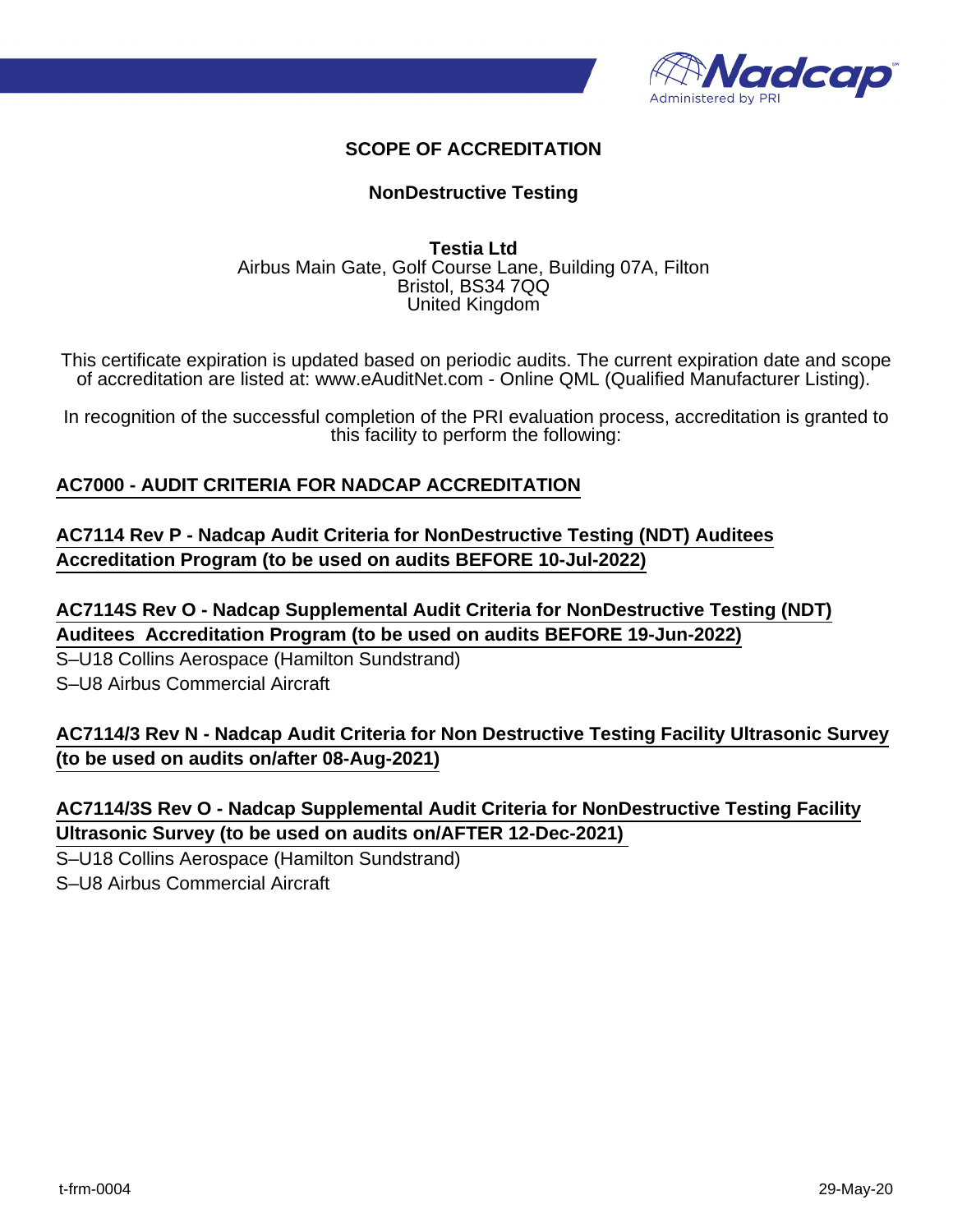## SCOPE OF ACCREDITATION

### NonDestructive Testing

**Testia Ltd**
Airbus Main Gate, Golf Course Lane, Building 07A, Filton
Bristol, BS34 7QQ
United Kingdom

This certificate expiration is updated based on periodic audits. The current expiration date and scope of accreditation are listed at: www.eAuditNet.com - Online QML (Qualified Manufacturer Listing).

In recognition of the successful completion of the PRI evaluation process, accreditation is granted to this facility to perform the following:

**AC7000 - AUDIT CRITERIA FOR NADCAP ACCREDITATION**

**AC7114 Rev P - Nadcap Audit Criteria for NonDestructive Testing (NDT) Auditees Accreditation Program (to be used on audits BEFORE 10-Jul-2022)**

**AC7114S Rev O - Nadcap Supplemental Audit Criteria for NonDestructive Testing (NDT) Auditees Accreditation Program (to be used on audits BEFORE 19-Jun-2022)**

S–U18 Collins Aerospace (Hamilton Sundstrand)
S–U8 Airbus Commercial Aircraft

**AC7114/3 Rev N - Nadcap Audit Criteria for Non Destructive Testing Facility Ultrasonic Survey (to be used on audits on/after 08-Aug-2021)**

**AC7114/3S Rev O - Nadcap Supplemental Audit Criteria for NonDestructive Testing Facility Ultrasonic Survey (to be used on audits on/AFTER 12-Dec-2021)**

S–U18 Collins Aerospace (Hamilton Sundstrand)
S–U8 Airbus Commercial Aircraft

t-frm-0004 29-May-20